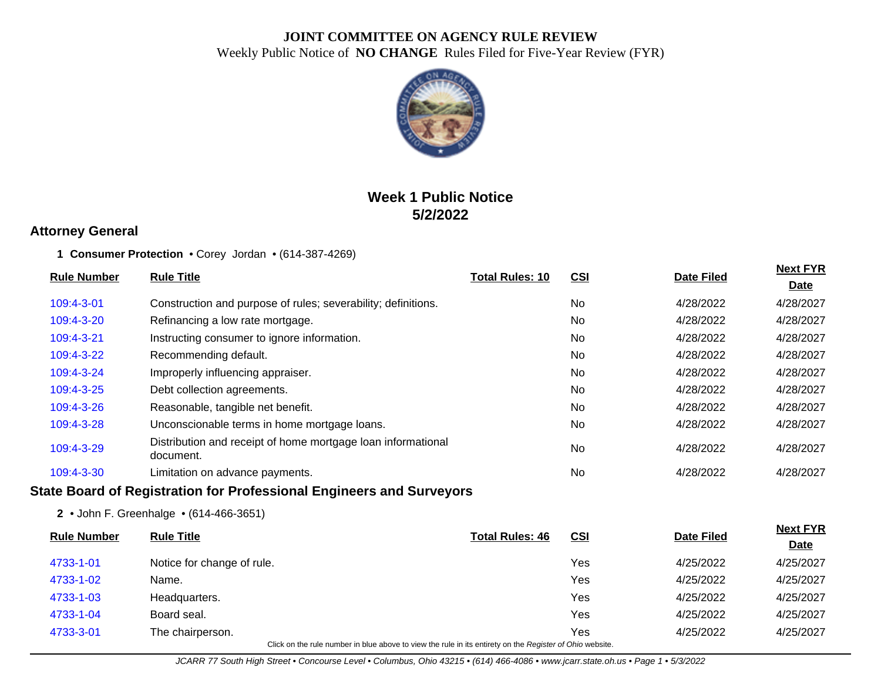# JOINT COMMITTEE ON AGENCY RULE REVIEW

Weekly Public Notice of **NO CHANGE** Rules Filed for Five-Year Review (FYR)

## Week 1 Public Notice
## 5/2/2022

## Attorney General

**1 Consumer Protection** • Corey Jordan • (614-387-4269)

| Rule Number | Rule Title | Total Rules: 10 | CSI | Date Filed | Next FYR Date |
|---|---|---|---|---|---|
| 109:4-3-01 | Construction and purpose of rules; severability; definitions. | | No | 4/28/2022 | 4/28/2027 |
| 109:4-3-20 | Refinancing a low rate mortgage. | | No | 4/28/2022 | 4/28/2027 |
| 109:4-3-21 | Instructing consumer to ignore information. | | No | 4/28/2022 | 4/28/2027 |
| 109:4-3-22 | Recommending default. | | No | 4/28/2022 | 4/28/2027 |
| 109:4-3-24 | Improperly influencing appraiser. | | No | 4/28/2022 | 4/28/2027 |
| 109:4-3-25 | Debt collection agreements. | | No | 4/28/2022 | 4/28/2027 |
| 109:4-3-26 | Reasonable, tangible net benefit. | | No | 4/28/2022 | 4/28/2027 |
| 109:4-3-28 | Unconscionable terms in home mortgage loans. | | No | 4/28/2022 | 4/28/2027 |
| 109:4-3-29 | Distribution and receipt of home mortgage loan informational document. | | No | 4/28/2022 | 4/28/2027 |
| 109:4-3-30 | Limitation on advance payments. | | No | 4/28/2022 | 4/28/2027 |

## State Board of Registration for Professional Engineers and Surveyors

**2** • John F. Greenhalge • (614-466-3651)

| Rule Number | Rule Title | Total Rules: 46 | CSI | Date Filed | Next FYR Date |
|---|---|---|---|---|---|
| 4733-1-01 | Notice for change of rule. | | Yes | 4/25/2022 | 4/25/2027 |
| 4733-1-02 | Name. | | Yes | 4/25/2022 | 4/25/2027 |
| 4733-1-03 | Headquarters. | | Yes | 4/25/2022 | 4/25/2027 |
| 4733-1-04 | Board seal. | | Yes | 4/25/2022 | 4/25/2027 |
| 4733-3-01 | The chairperson. | | Yes | 4/25/2022 | 4/25/2027 |

Click on the rule number in blue above to view the rule in its entirety on the *Register of Ohio* website.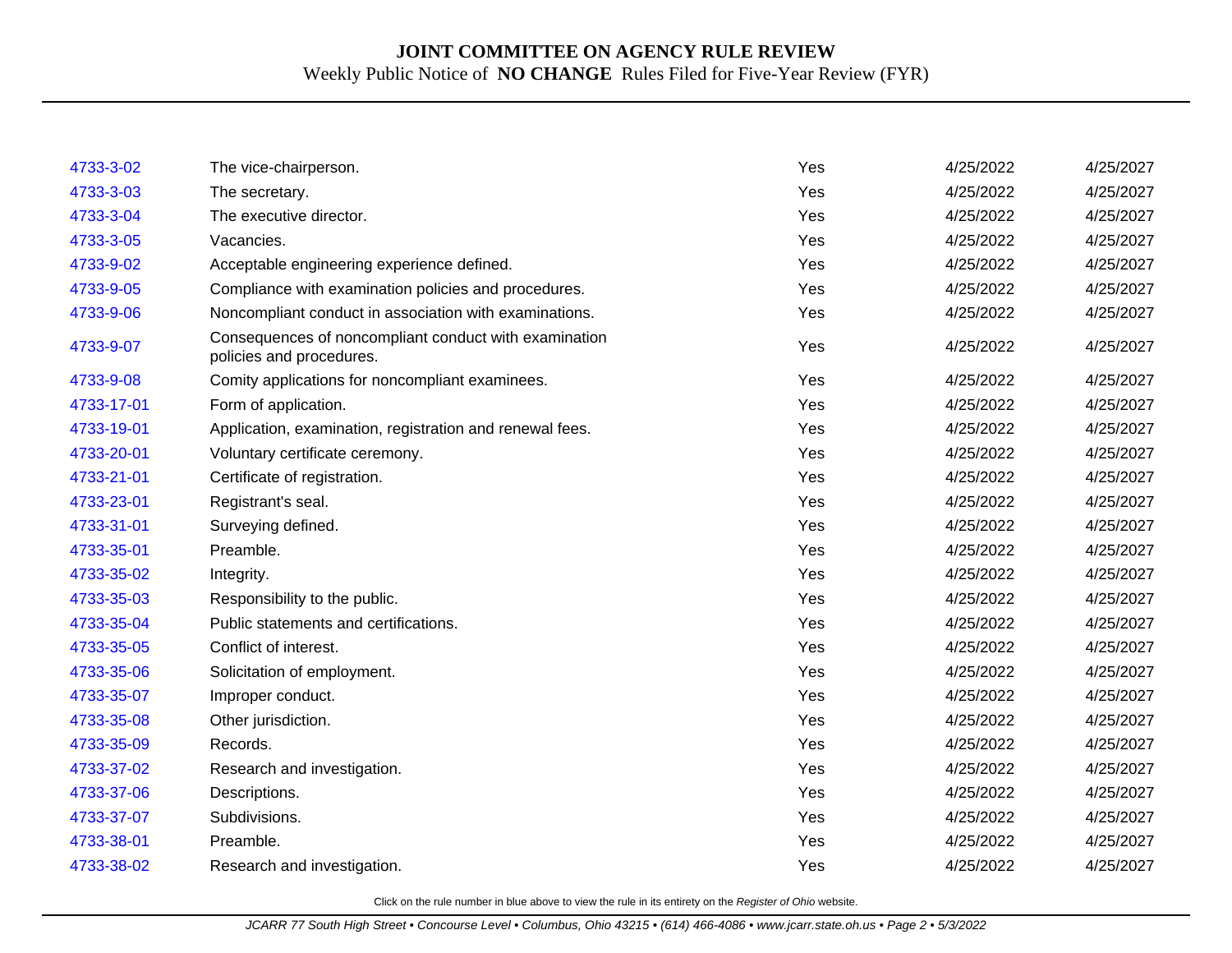# JOINT COMMITTEE ON AGENCY RULE REVIEW

Weekly Public Notice of **NO CHANGE** Rules Filed for Five-Year Review (FYR)

| | | | | |
|---|---|---|---|---|
| 4733-3-02 | The vice-chairperson. | Yes | 4/25/2022 | 4/25/2027 |
| 4733-3-03 | The secretary. | Yes | 4/25/2022 | 4/25/2027 |
| 4733-3-04 | The executive director. | Yes | 4/25/2022 | 4/25/2027 |
| 4733-3-05 | Vacancies. | Yes | 4/25/2022 | 4/25/2027 |
| 4733-9-02 | Acceptable engineering experience defined. | Yes | 4/25/2022 | 4/25/2027 |
| 4733-9-05 | Compliance with examination policies and procedures. | Yes | 4/25/2022 | 4/25/2027 |
| 4733-9-06 | Noncompliant conduct in association with examinations. | Yes | 4/25/2022 | 4/25/2027 |
| 4733-9-07 | Consequences of noncompliant conduct with examination policies and procedures. | Yes | 4/25/2022 | 4/25/2027 |
| 4733-9-08 | Comity applications for noncompliant examinees. | Yes | 4/25/2022 | 4/25/2027 |
| 4733-17-01 | Form of application. | Yes | 4/25/2022 | 4/25/2027 |
| 4733-19-01 | Application, examination, registration and renewal fees. | Yes | 4/25/2022 | 4/25/2027 |
| 4733-20-01 | Voluntary certificate ceremony. | Yes | 4/25/2022 | 4/25/2027 |
| 4733-21-01 | Certificate of registration. | Yes | 4/25/2022 | 4/25/2027 |
| 4733-23-01 | Registrant's seal. | Yes | 4/25/2022 | 4/25/2027 |
| 4733-31-01 | Surveying defined. | Yes | 4/25/2022 | 4/25/2027 |
| 4733-35-01 | Preamble. | Yes | 4/25/2022 | 4/25/2027 |
| 4733-35-02 | Integrity. | Yes | 4/25/2022 | 4/25/2027 |
| 4733-35-03 | Responsibility to the public. | Yes | 4/25/2022 | 4/25/2027 |
| 4733-35-04 | Public statements and certifications. | Yes | 4/25/2022 | 4/25/2027 |
| 4733-35-05 | Conflict of interest. | Yes | 4/25/2022 | 4/25/2027 |
| 4733-35-06 | Solicitation of employment. | Yes | 4/25/2022 | 4/25/2027 |
| 4733-35-07 | Improper conduct. | Yes | 4/25/2022 | 4/25/2027 |
| 4733-35-08 | Other jurisdiction. | Yes | 4/25/2022 | 4/25/2027 |
| 4733-35-09 | Records. | Yes | 4/25/2022 | 4/25/2027 |
| 4733-37-02 | Research and investigation. | Yes | 4/25/2022 | 4/25/2027 |
| 4733-37-06 | Descriptions. | Yes | 4/25/2022 | 4/25/2027 |
| 4733-37-07 | Subdivisions. | Yes | 4/25/2022 | 4/25/2027 |
| 4733-38-01 | Preamble. | Yes | 4/25/2022 | 4/25/2027 |
| 4733-38-02 | Research and investigation. | Yes | 4/25/2022 | 4/25/2027 |

Click on the rule number in blue above to view the rule in its entirety on the *Register of Ohio* website.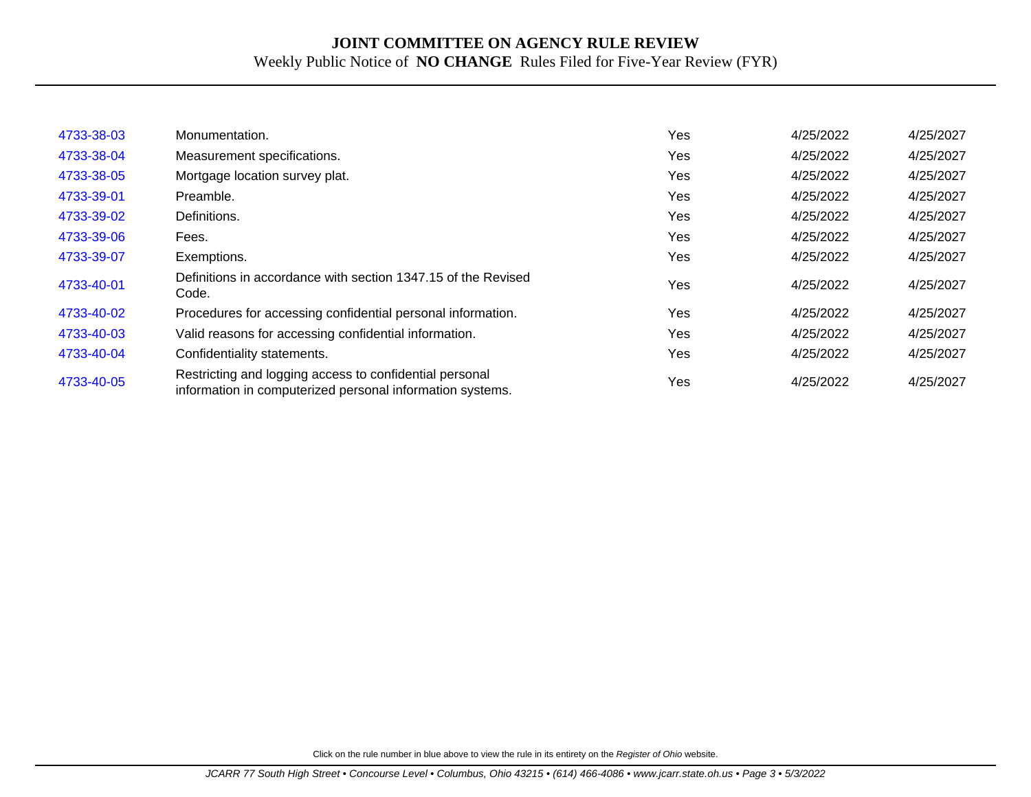# JOINT COMMITTEE ON AGENCY RULE REVIEW

Weekly Public Notice of **NO CHANGE** Rules Filed for Five-Year Review (FYR)

| | | | | |
|---|---|---|---|---|
| 4733-38-03 | Monumentation. | Yes | 4/25/2022 | 4/25/2027 |
| 4733-38-04 | Measurement specifications. | Yes | 4/25/2022 | 4/25/2027 |
| 4733-38-05 | Mortgage location survey plat. | Yes | 4/25/2022 | 4/25/2027 |
| 4733-39-01 | Preamble. | Yes | 4/25/2022 | 4/25/2027 |
| 4733-39-02 | Definitions. | Yes | 4/25/2022 | 4/25/2027 |
| 4733-39-06 | Fees. | Yes | 4/25/2022 | 4/25/2027 |
| 4733-39-07 | Exemptions. | Yes | 4/25/2022 | 4/25/2027 |
| 4733-40-01 | Definitions in accordance with section 1347.15 of the Revised Code. | Yes | 4/25/2022 | 4/25/2027 |
| 4733-40-02 | Procedures for accessing confidential personal information. | Yes | 4/25/2022 | 4/25/2027 |
| 4733-40-03 | Valid reasons for accessing confidential information. | Yes | 4/25/2022 | 4/25/2027 |
| 4733-40-04 | Confidentiality statements. | Yes | 4/25/2022 | 4/25/2027 |
| 4733-40-05 | Restricting and logging access to confidential personal information in computerized personal information systems. | Yes | 4/25/2022 | 4/25/2027 |

Click on the rule number in blue above to view the rule in its entirety on the *Register of Ohio* website.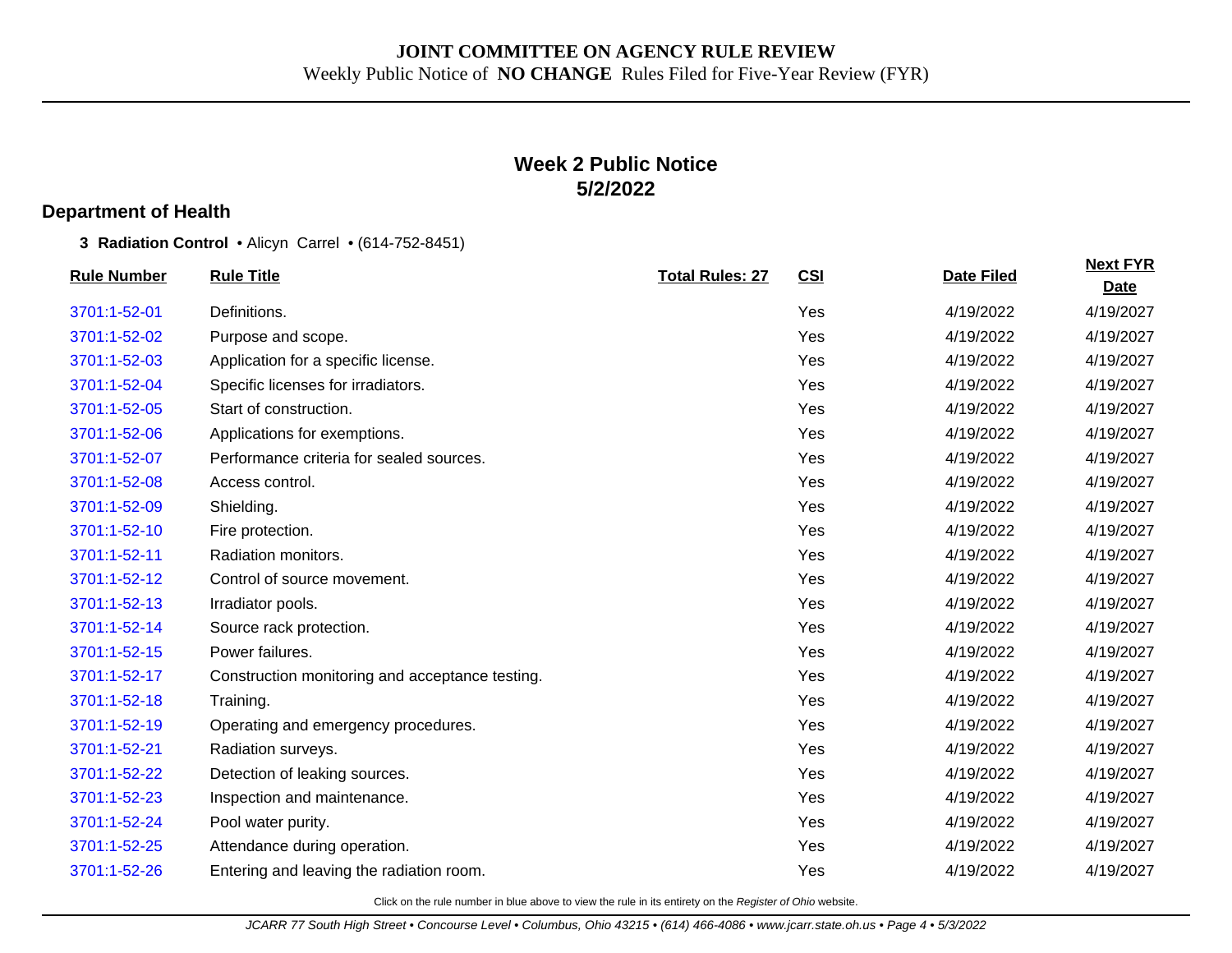**JOINT COMMITTEE ON AGENCY RULE REVIEW**

Weekly Public Notice of **NO CHANGE** Rules Filed for Five-Year Review (FYR)

## Week 2 Public Notice
## 5/2/2022

### Department of Health

**3 Radiation Control** • Alicyn Carrel • (614-752-8451)

| Rule Number | Rule Title | Total Rules: 27 | CSI | Date Filed | Next FYR Date |
|---|---|---|---|---|---|
| 3701:1-52-01 | Definitions. | | Yes | 4/19/2022 | 4/19/2027 |
| 3701:1-52-02 | Purpose and scope. | | Yes | 4/19/2022 | 4/19/2027 |
| 3701:1-52-03 | Application for a specific license. | | Yes | 4/19/2022 | 4/19/2027 |
| 3701:1-52-04 | Specific licenses for irradiators. | | Yes | 4/19/2022 | 4/19/2027 |
| 3701:1-52-05 | Start of construction. | | Yes | 4/19/2022 | 4/19/2027 |
| 3701:1-52-06 | Applications for exemptions. | | Yes | 4/19/2022 | 4/19/2027 |
| 3701:1-52-07 | Performance criteria for sealed sources. | | Yes | 4/19/2022 | 4/19/2027 |
| 3701:1-52-08 | Access control. | | Yes | 4/19/2022 | 4/19/2027 |
| 3701:1-52-09 | Shielding. | | Yes | 4/19/2022 | 4/19/2027 |
| 3701:1-52-10 | Fire protection. | | Yes | 4/19/2022 | 4/19/2027 |
| 3701:1-52-11 | Radiation monitors. | | Yes | 4/19/2022 | 4/19/2027 |
| 3701:1-52-12 | Control of source movement. | | Yes | 4/19/2022 | 4/19/2027 |
| 3701:1-52-13 | Irradiator pools. | | Yes | 4/19/2022 | 4/19/2027 |
| 3701:1-52-14 | Source rack protection. | | Yes | 4/19/2022 | 4/19/2027 |
| 3701:1-52-15 | Power failures. | | Yes | 4/19/2022 | 4/19/2027 |
| 3701:1-52-17 | Construction monitoring and acceptance testing. | | Yes | 4/19/2022 | 4/19/2027 |
| 3701:1-52-18 | Training. | | Yes | 4/19/2022 | 4/19/2027 |
| 3701:1-52-19 | Operating and emergency procedures. | | Yes | 4/19/2022 | 4/19/2027 |
| 3701:1-52-21 | Radiation surveys. | | Yes | 4/19/2022 | 4/19/2027 |
| 3701:1-52-22 | Detection of leaking sources. | | Yes | 4/19/2022 | 4/19/2027 |
| 3701:1-52-23 | Inspection and maintenance. | | Yes | 4/19/2022 | 4/19/2027 |
| 3701:1-52-24 | Pool water purity. | | Yes | 4/19/2022 | 4/19/2027 |
| 3701:1-52-25 | Attendance during operation. | | Yes | 4/19/2022 | 4/19/2027 |
| 3701:1-52-26 | Entering and leaving the radiation room. | | Yes | 4/19/2022 | 4/19/2027 |

Click on the rule number in blue above to view the rule in its entirety on the *Register of Ohio* website.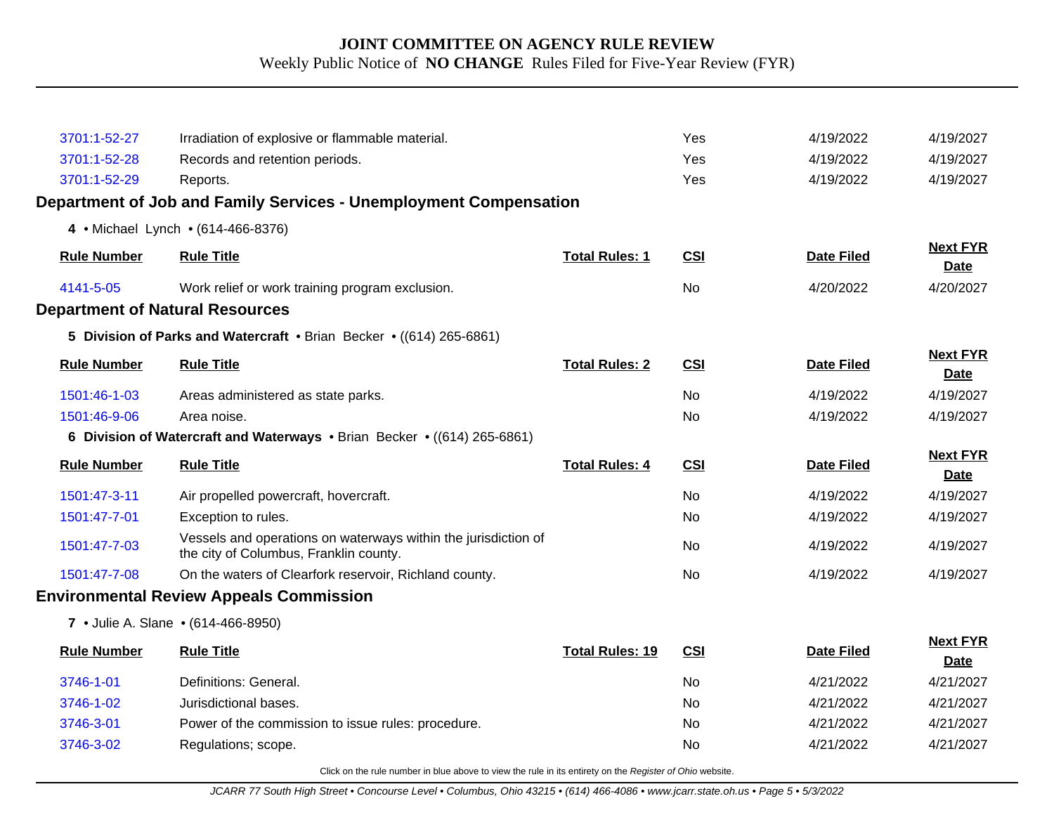| Rule Number | Rule Title | Total Rules | CSI | Date Filed | Next FYR Date |
|---|---|---|---|---|---|
| 3701:1-52-27 | Irradiation of explosive or flammable material. | | Yes | 4/19/2022 | 4/19/2027 |
| 3701:1-52-28 | Records and retention periods. | | Yes | 4/19/2022 | 4/19/2027 |
| 3701:1-52-29 | Reports. | | Yes | 4/19/2022 | 4/19/2027 |

## Department of Job and Family Services - Unemployment Compensation

**4** • Michael Lynch • (614-466-8376)

| Rule Number | Rule Title | Total Rules: 1 | CSI | Date Filed | Next FYR Date |
|---|---|---|---|---|---|
| 4141-5-05 | Work relief or work training program exclusion. | | No | 4/20/2022 | 4/20/2027 |

## Department of Natural Resources

**5 Division of Parks and Watercraft** • Brian Becker • ((614) 265-6861)

| Rule Number | Rule Title | Total Rules: 2 | CSI | Date Filed | Next FYR Date |
|---|---|---|---|---|---|
| 1501:46-1-03 | Areas administered as state parks. | | No | 4/19/2022 | 4/19/2027 |
| 1501:46-9-06 | Area noise. | | No | 4/19/2022 | 4/19/2027 |

**6 Division of Watercraft and Waterways** • Brian Becker • ((614) 265-6861)

| Rule Number | Rule Title | Total Rules: 4 | CSI | Date Filed | Next FYR Date |
|---|---|---|---|---|---|
| 1501:47-3-11 | Air propelled powercraft, hovercraft. | | No | 4/19/2022 | 4/19/2027 |
| 1501:47-7-01 | Exception to rules. | | No | 4/19/2022 | 4/19/2027 |
| 1501:47-7-03 | Vessels and operations on waterways within the jurisdiction of the city of Columbus, Franklin county. | | No | 4/19/2022 | 4/19/2027 |
| 1501:47-7-08 | On the waters of Clearfork reservoir, Richland county. | | No | 4/19/2022 | 4/19/2027 |

## Environmental Review Appeals Commission

**7** • Julie A. Slane • (614-466-8950)

| Rule Number | Rule Title | Total Rules: 19 | CSI | Date Filed | Next FYR Date |
|---|---|---|---|---|---|
| 3746-1-01 | Definitions: General. | | No | 4/21/2022 | 4/21/2027 |
| 3746-1-02 | Jurisdictional bases. | | No | 4/21/2022 | 4/21/2027 |
| 3746-3-01 | Power of the commission to issue rules: procedure. | | No | 4/21/2022 | 4/21/2027 |
| 3746-3-02 | Regulations; scope. | | No | 4/21/2022 | 4/21/2027 |

Click on the rule number in blue above to view the rule in its entirety on the *Register of Ohio* website.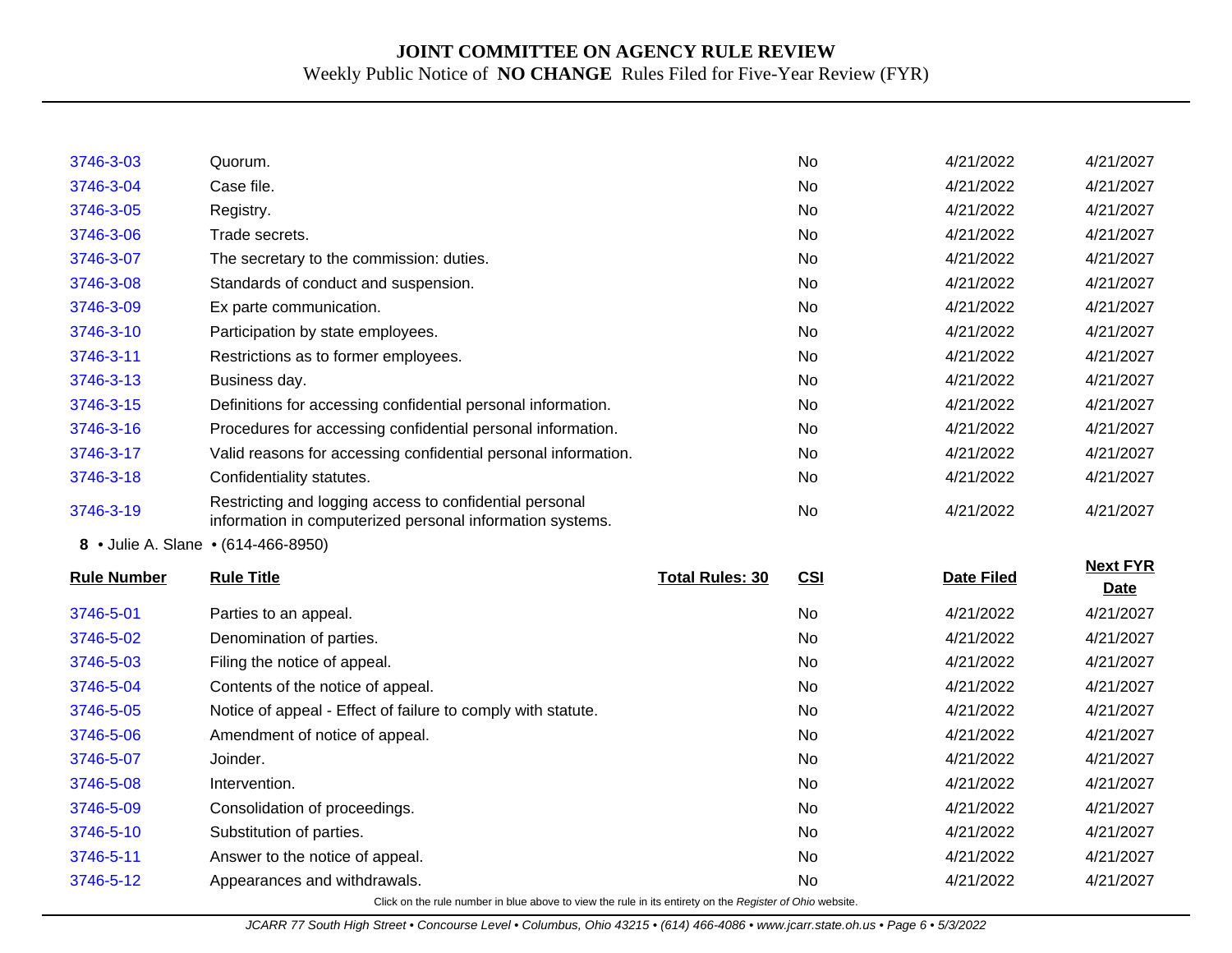# JOINT COMMITTEE ON AGENCY RULE REVIEW

Weekly Public Notice of **NO CHANGE** Rules Filed for Five-Year Review (FYR)

| | | | | | |
|---|---|---|---|---|---|
| 3746-3-03 | Quorum. | | No | 4/21/2022 | 4/21/2027 |
| 3746-3-04 | Case file. | | No | 4/21/2022 | 4/21/2027 |
| 3746-3-05 | Registry. | | No | 4/21/2022 | 4/21/2027 |
| 3746-3-06 | Trade secrets. | | No | 4/21/2022 | 4/21/2027 |
| 3746-3-07 | The secretary to the commission: duties. | | No | 4/21/2022 | 4/21/2027 |
| 3746-3-08 | Standards of conduct and suspension. | | No | 4/21/2022 | 4/21/2027 |
| 3746-3-09 | Ex parte communication. | | No | 4/21/2022 | 4/21/2027 |
| 3746-3-10 | Participation by state employees. | | No | 4/21/2022 | 4/21/2027 |
| 3746-3-11 | Restrictions as to former employees. | | No | 4/21/2022 | 4/21/2027 |
| 3746-3-13 | Business day. | | No | 4/21/2022 | 4/21/2027 |
| 3746-3-15 | Definitions for accessing confidential personal information. | | No | 4/21/2022 | 4/21/2027 |
| 3746-3-16 | Procedures for accessing confidential personal information. | | No | 4/21/2022 | 4/21/2027 |
| 3746-3-17 | Valid reasons for accessing confidential personal information. | | No | 4/21/2022 | 4/21/2027 |
| 3746-3-18 | Confidentiality statutes. | | No | 4/21/2022 | 4/21/2027 |
| 3746-3-19 | Restricting and logging access to confidential personal information in computerized personal information systems. | | No | 4/21/2022 | 4/21/2027 |

**8** • Julie A. Slane • (614-466-8950)

| Rule Number | Rule Title | Total Rules: 30 | CSI | Date Filed | Next FYR Date |
|---|---|---|---|---|---|
| 3746-5-01 | Parties to an appeal. | | No | 4/21/2022 | 4/21/2027 |
| 3746-5-02 | Denomination of parties. | | No | 4/21/2022 | 4/21/2027 |
| 3746-5-03 | Filing the notice of appeal. | | No | 4/21/2022 | 4/21/2027 |
| 3746-5-04 | Contents of the notice of appeal. | | No | 4/21/2022 | 4/21/2027 |
| 3746-5-05 | Notice of appeal - Effect of failure to comply with statute. | | No | 4/21/2022 | 4/21/2027 |
| 3746-5-06 | Amendment of notice of appeal. | | No | 4/21/2022 | 4/21/2027 |
| 3746-5-07 | Joinder. | | No | 4/21/2022 | 4/21/2027 |
| 3746-5-08 | Intervention. | | No | 4/21/2022 | 4/21/2027 |
| 3746-5-09 | Consolidation of proceedings. | | No | 4/21/2022 | 4/21/2027 |
| 3746-5-10 | Substitution of parties. | | No | 4/21/2022 | 4/21/2027 |
| 3746-5-11 | Answer to the notice of appeal. | | No | 4/21/2022 | 4/21/2027 |
| 3746-5-12 | Appearances and withdrawals. | | No | 4/21/2022 | 4/21/2027 |

Click on the rule number in blue above to view the rule in its entirety on the *Register of Ohio* website.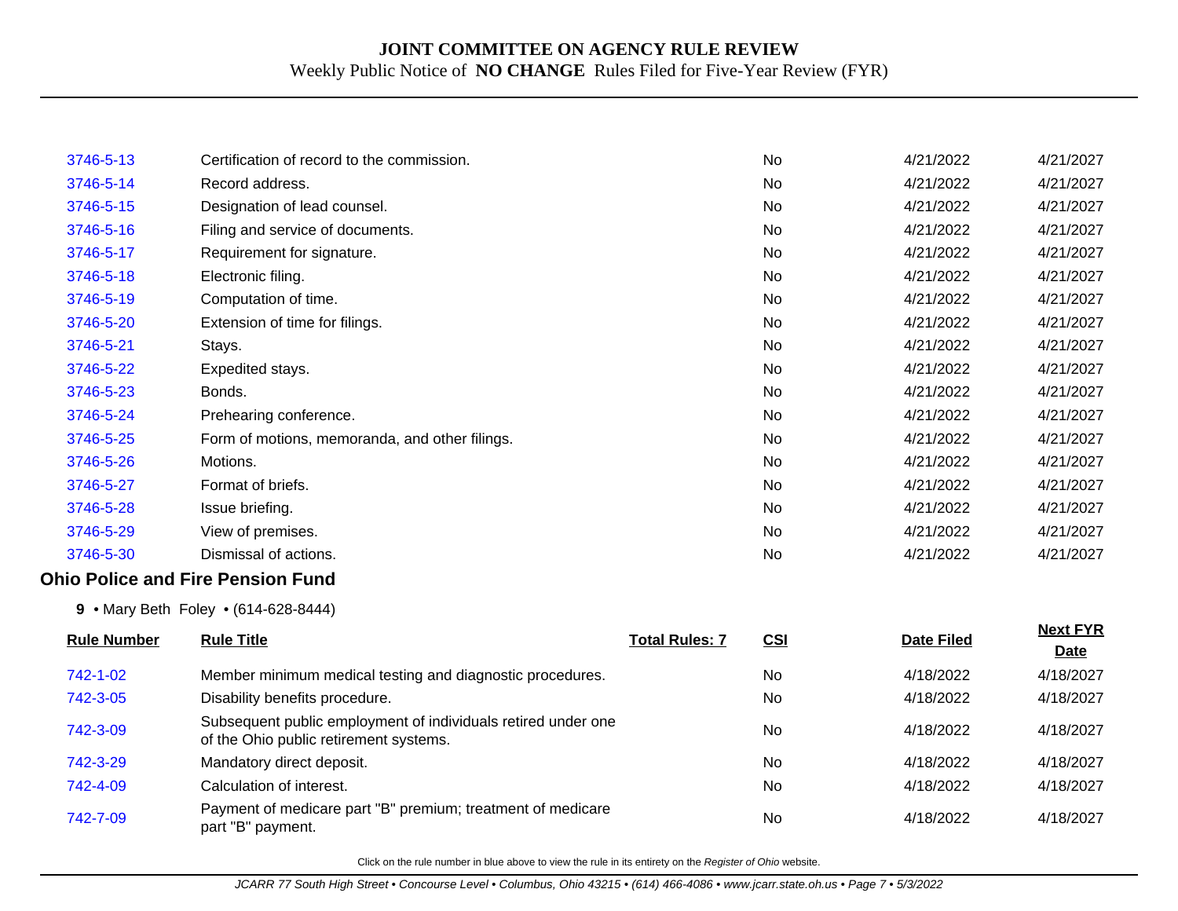| Rule Number | Rule Title | | CSI | Date Filed | Next FYR Date |
|---|---|---|---|---|---|
| 3746-5-13 | Certification of record to the commission. | | No | 4/21/2022 | 4/21/2027 |
| 3746-5-14 | Record address. | | No | 4/21/2022 | 4/21/2027 |
| 3746-5-15 | Designation of lead counsel. | | No | 4/21/2022 | 4/21/2027 |
| 3746-5-16 | Filing and service of documents. | | No | 4/21/2022 | 4/21/2027 |
| 3746-5-17 | Requirement for signature. | | No | 4/21/2022 | 4/21/2027 |
| 3746-5-18 | Electronic filing. | | No | 4/21/2022 | 4/21/2027 |
| 3746-5-19 | Computation of time. | | No | 4/21/2022 | 4/21/2027 |
| 3746-5-20 | Extension of time for filings. | | No | 4/21/2022 | 4/21/2027 |
| 3746-5-21 | Stays. | | No | 4/21/2022 | 4/21/2027 |
| 3746-5-22 | Expedited stays. | | No | 4/21/2022 | 4/21/2027 |
| 3746-5-23 | Bonds. | | No | 4/21/2022 | 4/21/2027 |
| 3746-5-24 | Prehearing conference. | | No | 4/21/2022 | 4/21/2027 |
| 3746-5-25 | Form of motions, memoranda, and other filings. | | No | 4/21/2022 | 4/21/2027 |
| 3746-5-26 | Motions. | | No | 4/21/2022 | 4/21/2027 |
| 3746-5-27 | Format of briefs. | | No | 4/21/2022 | 4/21/2027 |
| 3746-5-28 | Issue briefing. | | No | 4/21/2022 | 4/21/2027 |
| 3746-5-29 | View of premises. | | No | 4/21/2022 | 4/21/2027 |
| 3746-5-30 | Dismissal of actions. | | No | 4/21/2022 | 4/21/2027 |

## Ohio Police and Fire Pension Fund

**9** • Mary Beth Foley • (614-628-8444)

| Rule Number | Rule Title | Total Rules: 7 | CSI | Date Filed | Next FYR Date |
|---|---|---|---|---|---|
| 742-1-02 | Member minimum medical testing and diagnostic procedures. | | No | 4/18/2022 | 4/18/2027 |
| 742-3-05 | Disability benefits procedure. | | No | 4/18/2022 | 4/18/2027 |
| 742-3-09 | Subsequent public employment of individuals retired under one of the Ohio public retirement systems. | | No | 4/18/2022 | 4/18/2027 |
| 742-3-29 | Mandatory direct deposit. | | No | 4/18/2022 | 4/18/2027 |
| 742-4-09 | Calculation of interest. | | No | 4/18/2022 | 4/18/2027 |
| 742-7-09 | Payment of medicare part "B" premium; treatment of medicare part "B" payment. | | No | 4/18/2022 | 4/18/2027 |

Click on the rule number in blue above to view the rule in its entirety on the *Register of Ohio* website.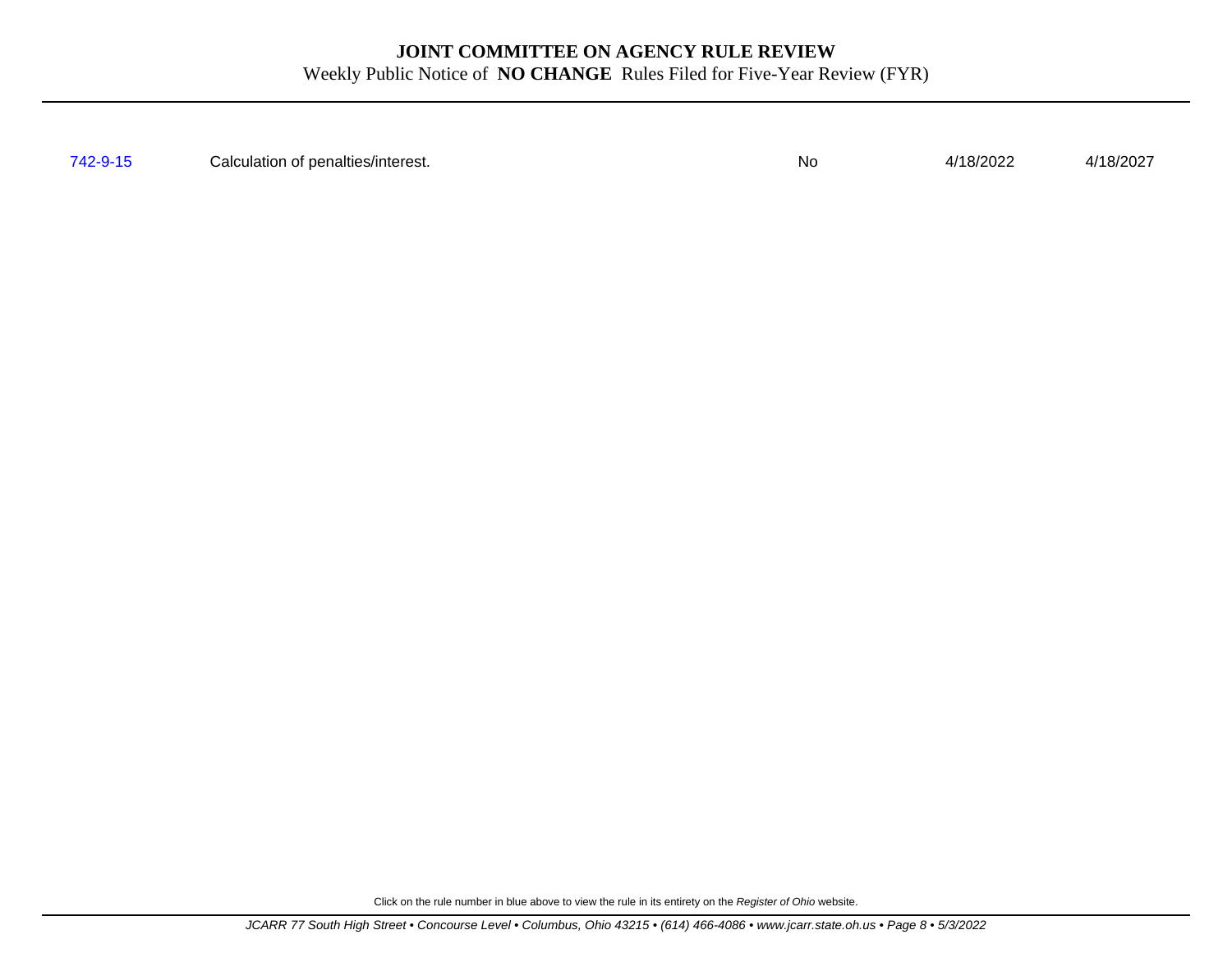# JOINT COMMITTEE ON AGENCY RULE REVIEW

Weekly Public Notice of **NO CHANGE** Rules Filed for Five-Year Review (FYR)

| | | | | |
|---|---|---|---|---|
| 742-9-15 | Calculation of penalties/interest. | No | 4/18/2022 | 4/18/2027 |

Click on the rule number in blue above to view the rule in its entirety on the *Register of Ohio* website.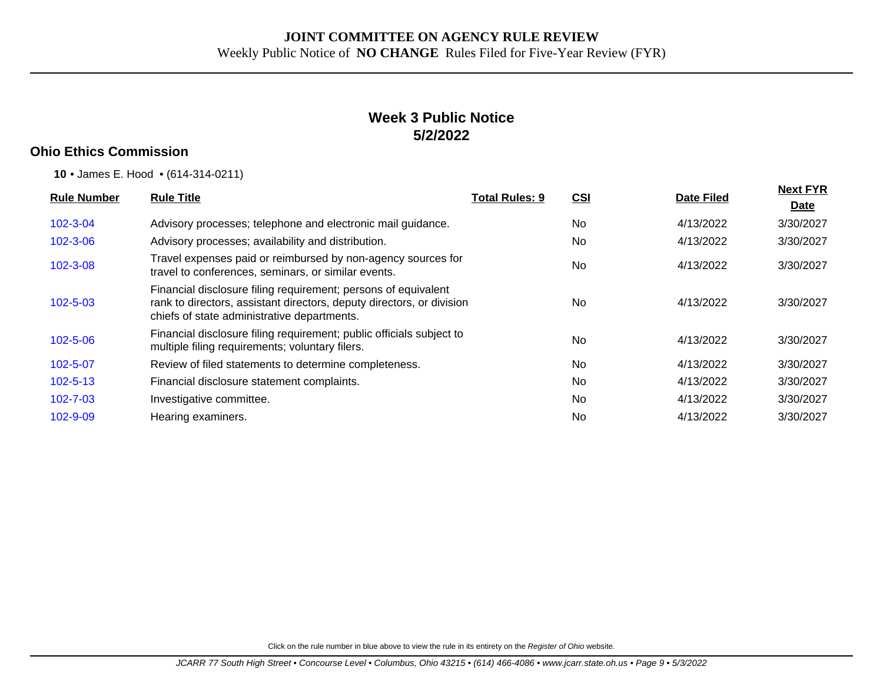**JOINT COMMITTEE ON AGENCY RULE REVIEW**
Weekly Public Notice of **NO CHANGE** Rules Filed for Five-Year Review (FYR)

## Week 3 Public Notice
## 5/2/2022

### Ohio Ethics Commission

**10** • James E. Hood • (614-314-0211)

| Rule Number | Rule Title | Total Rules: 9 | CSI | Date Filed | Next FYR Date |
|---|---|---|---|---|---|
| 102-3-04 | Advisory processes; telephone and electronic mail guidance. | | No | 4/13/2022 | 3/30/2027 |
| 102-3-06 | Advisory processes; availability and distribution. | | No | 4/13/2022 | 3/30/2027 |
| 102-3-08 | Travel expenses paid or reimbursed by non-agency sources for travel to conferences, seminars, or similar events. | | No | 4/13/2022 | 3/30/2027 |
| 102-5-03 | Financial disclosure filing requirement; persons of equivalent rank to directors, assistant directors, deputy directors, or division chiefs of state administrative departments. | | No | 4/13/2022 | 3/30/2027 |
| 102-5-06 | Financial disclosure filing requirement; public officials subject to multiple filing requirements; voluntary filers. | | No | 4/13/2022 | 3/30/2027 |
| 102-5-07 | Review of filed statements to determine completeness. | | No | 4/13/2022 | 3/30/2027 |
| 102-5-13 | Financial disclosure statement complaints. | | No | 4/13/2022 | 3/30/2027 |
| 102-7-03 | Investigative committee. | | No | 4/13/2022 | 3/30/2027 |
| 102-9-09 | Hearing examiners. | | No | 4/13/2022 | 3/30/2027 |

Click on the rule number in blue above to view the rule in its entirety on the *Register of Ohio* website.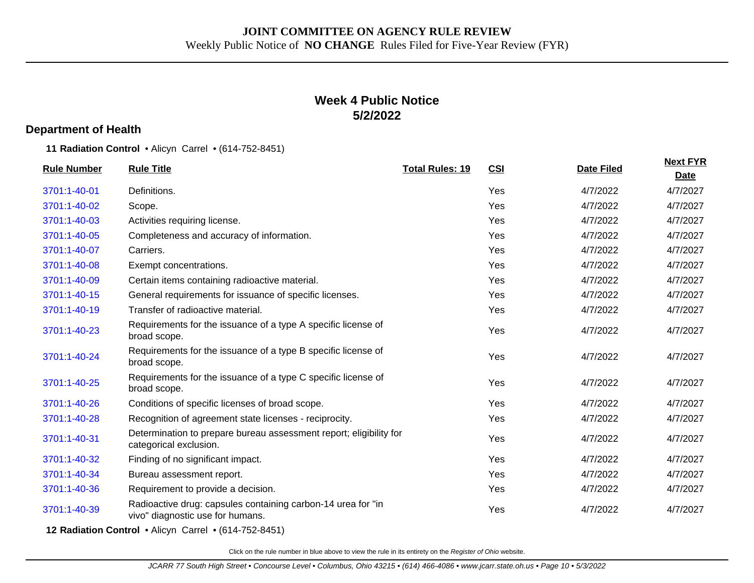**JOINT COMMITTEE ON AGENCY RULE REVIEW**
Weekly Public Notice of **NO CHANGE** Rules Filed for Five-Year Review (FYR)

## Week 4 Public Notice
## 5/2/2022

### Department of Health

**11 Radiation Control** • Alicyn Carrel • (614-752-8451)

| Rule Number | Rule Title | Total Rules: 19 | CSI | Date Filed | Next FYR Date |
|---|---|---|---|---|---|
| 3701:1-40-01 | Definitions. | | Yes | 4/7/2022 | 4/7/2027 |
| 3701:1-40-02 | Scope. | | Yes | 4/7/2022 | 4/7/2027 |
| 3701:1-40-03 | Activities requiring license. | | Yes | 4/7/2022 | 4/7/2027 |
| 3701:1-40-05 | Completeness and accuracy of information. | | Yes | 4/7/2022 | 4/7/2027 |
| 3701:1-40-07 | Carriers. | | Yes | 4/7/2022 | 4/7/2027 |
| 3701:1-40-08 | Exempt concentrations. | | Yes | 4/7/2022 | 4/7/2027 |
| 3701:1-40-09 | Certain items containing radioactive material. | | Yes | 4/7/2022 | 4/7/2027 |
| 3701:1-40-15 | General requirements for issuance of specific licenses. | | Yes | 4/7/2022 | 4/7/2027 |
| 3701:1-40-19 | Transfer of radioactive material. | | Yes | 4/7/2022 | 4/7/2027 |
| 3701:1-40-23 | Requirements for the issuance of a type A specific license of broad scope. | | Yes | 4/7/2022 | 4/7/2027 |
| 3701:1-40-24 | Requirements for the issuance of a type B specific license of broad scope. | | Yes | 4/7/2022 | 4/7/2027 |
| 3701:1-40-25 | Requirements for the issuance of a type C specific license of broad scope. | | Yes | 4/7/2022 | 4/7/2027 |
| 3701:1-40-26 | Conditions of specific licenses of broad scope. | | Yes | 4/7/2022 | 4/7/2027 |
| 3701:1-40-28 | Recognition of agreement state licenses - reciprocity. | | Yes | 4/7/2022 | 4/7/2027 |
| 3701:1-40-31 | Determination to prepare bureau assessment report; eligibility for categorical exclusion. | | Yes | 4/7/2022 | 4/7/2027 |
| 3701:1-40-32 | Finding of no significant impact. | | Yes | 4/7/2022 | 4/7/2027 |
| 3701:1-40-34 | Bureau assessment report. | | Yes | 4/7/2022 | 4/7/2027 |
| 3701:1-40-36 | Requirement to provide a decision. | | Yes | 4/7/2022 | 4/7/2027 |
| 3701:1-40-39 | Radioactive drug: capsules containing carbon-14 urea for "in vivo" diagnostic use for humans. | | Yes | 4/7/2022 | 4/7/2027 |

**12 Radiation Control** • Alicyn Carrel • (614-752-8451)

Click on the rule number in blue above to view the rule in its entirety on the *Register of Ohio* website.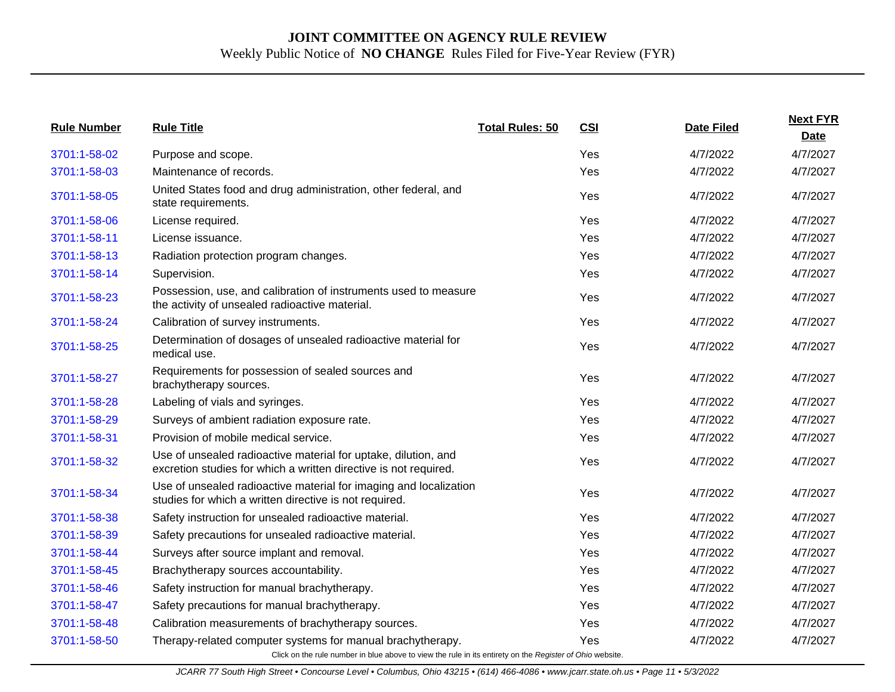# JOINT COMMITTEE ON AGENCY RULE REVIEW

Weekly Public Notice of **NO CHANGE** Rules Filed for Five-Year Review (FYR)

| Rule Number | Rule Title | Total Rules: 50 | CSI | Date Filed | Next FYR Date |
|---|---|---|---|---|---|
| 3701:1-58-02 | Purpose and scope. | | Yes | 4/7/2022 | 4/7/2027 |
| 3701:1-58-03 | Maintenance of records. | | Yes | 4/7/2022 | 4/7/2027 |
| 3701:1-58-05 | United States food and drug administration, other federal, and state requirements. | | Yes | 4/7/2022 | 4/7/2027 |
| 3701:1-58-06 | License required. | | Yes | 4/7/2022 | 4/7/2027 |
| 3701:1-58-11 | License issuance. | | Yes | 4/7/2022 | 4/7/2027 |
| 3701:1-58-13 | Radiation protection program changes. | | Yes | 4/7/2022 | 4/7/2027 |
| 3701:1-58-14 | Supervision. | | Yes | 4/7/2022 | 4/7/2027 |
| 3701:1-58-23 | Possession, use, and calibration of instruments used to measure the activity of unsealed radioactive material. | | Yes | 4/7/2022 | 4/7/2027 |
| 3701:1-58-24 | Calibration of survey instruments. | | Yes | 4/7/2022 | 4/7/2027 |
| 3701:1-58-25 | Determination of dosages of unsealed radioactive material for medical use. | | Yes | 4/7/2022 | 4/7/2027 |
| 3701:1-58-27 | Requirements for possession of sealed sources and brachytherapy sources. | | Yes | 4/7/2022 | 4/7/2027 |
| 3701:1-58-28 | Labeling of vials and syringes. | | Yes | 4/7/2022 | 4/7/2027 |
| 3701:1-58-29 | Surveys of ambient radiation exposure rate. | | Yes | 4/7/2022 | 4/7/2027 |
| 3701:1-58-31 | Provision of mobile medical service. | | Yes | 4/7/2022 | 4/7/2027 |
| 3701:1-58-32 | Use of unsealed radioactive material for uptake, dilution, and excretion studies for which a written directive is not required. | | Yes | 4/7/2022 | 4/7/2027 |
| 3701:1-58-34 | Use of unsealed radioactive material for imaging and localization studies for which a written directive is not required. | | Yes | 4/7/2022 | 4/7/2027 |
| 3701:1-58-38 | Safety instruction for unsealed radioactive material. | | Yes | 4/7/2022 | 4/7/2027 |
| 3701:1-58-39 | Safety precautions for unsealed radioactive material. | | Yes | 4/7/2022 | 4/7/2027 |
| 3701:1-58-44 | Surveys after source implant and removal. | | Yes | 4/7/2022 | 4/7/2027 |
| 3701:1-58-45 | Brachytherapy sources accountability. | | Yes | 4/7/2022 | 4/7/2027 |
| 3701:1-58-46 | Safety instruction for manual brachytherapy. | | Yes | 4/7/2022 | 4/7/2027 |
| 3701:1-58-47 | Safety precautions for manual brachytherapy. | | Yes | 4/7/2022 | 4/7/2027 |
| 3701:1-58-48 | Calibration measurements of brachytherapy sources. | | Yes | 4/7/2022 | 4/7/2027 |
| 3701:1-58-50 | Therapy-related computer systems for manual brachytherapy. | | Yes | 4/7/2022 | 4/7/2027 |

Click on the rule number in blue above to view the rule in its entirety on the *Register of Ohio* website.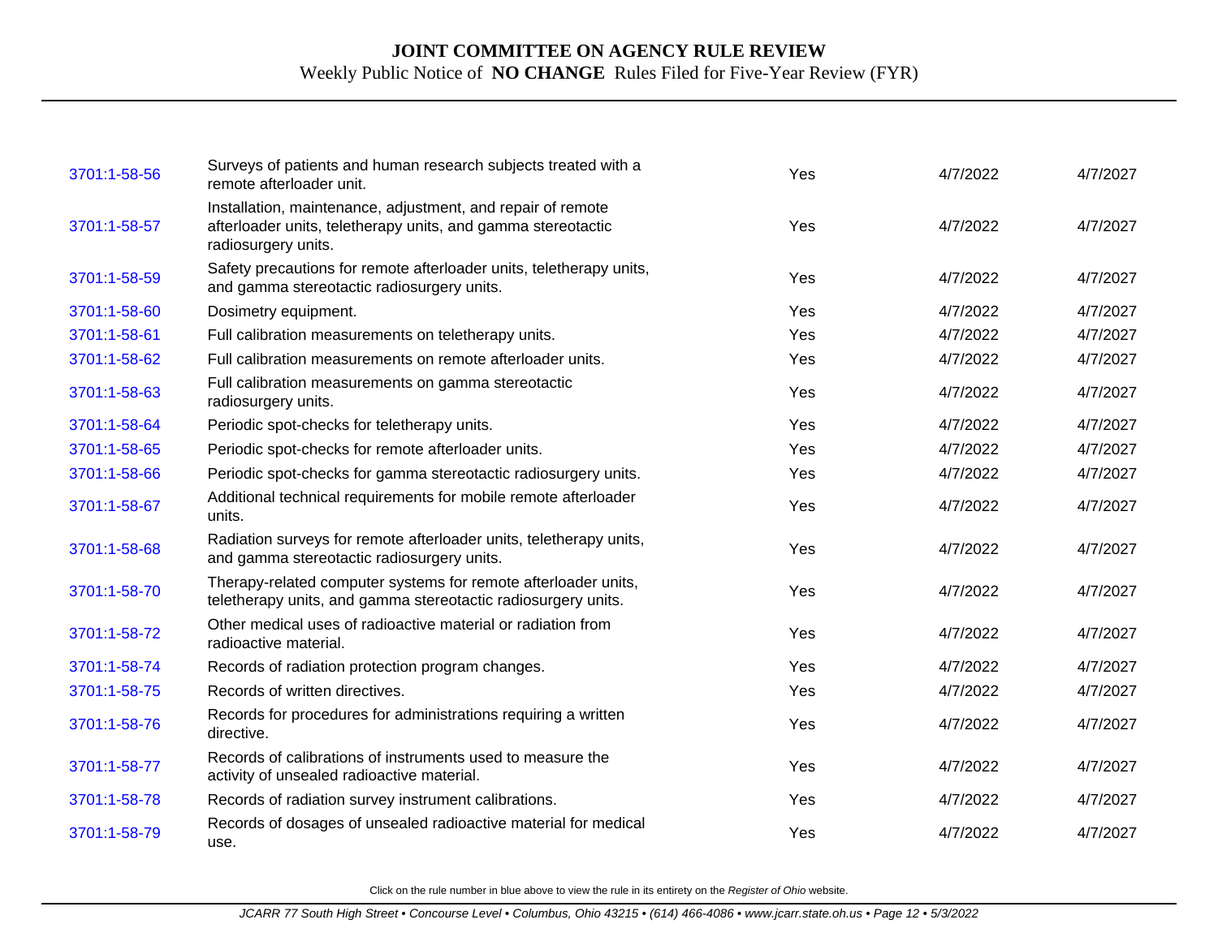# JOINT COMMITTEE ON AGENCY RULE REVIEW

Weekly Public Notice of **NO CHANGE** Rules Filed for Five-Year Review (FYR)

| | | | | |
|---|---|---|---|---|
| 3701:1-58-56 | Surveys of patients and human research subjects treated with a remote afterloader unit. | Yes | 4/7/2022 | 4/7/2027 |
| 3701:1-58-57 | Installation, maintenance, adjustment, and repair of remote afterloader units, teletherapy units, and gamma stereotactic radiosurgery units. | Yes | 4/7/2022 | 4/7/2027 |
| 3701:1-58-59 | Safety precautions for remote afterloader units, teletherapy units, and gamma stereotactic radiosurgery units. | Yes | 4/7/2022 | 4/7/2027 |
| 3701:1-58-60 | Dosimetry equipment. | Yes | 4/7/2022 | 4/7/2027 |
| 3701:1-58-61 | Full calibration measurements on teletherapy units. | Yes | 4/7/2022 | 4/7/2027 |
| 3701:1-58-62 | Full calibration measurements on remote afterloader units. | Yes | 4/7/2022 | 4/7/2027 |
| 3701:1-58-63 | Full calibration measurements on gamma stereotactic radiosurgery units. | Yes | 4/7/2022 | 4/7/2027 |
| 3701:1-58-64 | Periodic spot-checks for teletherapy units. | Yes | 4/7/2022 | 4/7/2027 |
| 3701:1-58-65 | Periodic spot-checks for remote afterloader units. | Yes | 4/7/2022 | 4/7/2027 |
| 3701:1-58-66 | Periodic spot-checks for gamma stereotactic radiosurgery units. | Yes | 4/7/2022 | 4/7/2027 |
| 3701:1-58-67 | Additional technical requirements for mobile remote afterloader units. | Yes | 4/7/2022 | 4/7/2027 |
| 3701:1-58-68 | Radiation surveys for remote afterloader units, teletherapy units, and gamma stereotactic radiosurgery units. | Yes | 4/7/2022 | 4/7/2027 |
| 3701:1-58-70 | Therapy-related computer systems for remote afterloader units, teletherapy units, and gamma stereotactic radiosurgery units. | Yes | 4/7/2022 | 4/7/2027 |
| 3701:1-58-72 | Other medical uses of radioactive material or radiation from radioactive material. | Yes | 4/7/2022 | 4/7/2027 |
| 3701:1-58-74 | Records of radiation protection program changes. | Yes | 4/7/2022 | 4/7/2027 |
| 3701:1-58-75 | Records of written directives. | Yes | 4/7/2022 | 4/7/2027 |
| 3701:1-58-76 | Records for procedures for administrations requiring a written directive. | Yes | 4/7/2022 | 4/7/2027 |
| 3701:1-58-77 | Records of calibrations of instruments used to measure the activity of unsealed radioactive material. | Yes | 4/7/2022 | 4/7/2027 |
| 3701:1-58-78 | Records of radiation survey instrument calibrations. | Yes | 4/7/2022 | 4/7/2027 |
| 3701:1-58-79 | Records of dosages of unsealed radioactive material for medical use. | Yes | 4/7/2022 | 4/7/2027 |

Click on the rule number in blue above to view the rule in its entirety on the *Register of Ohio* website.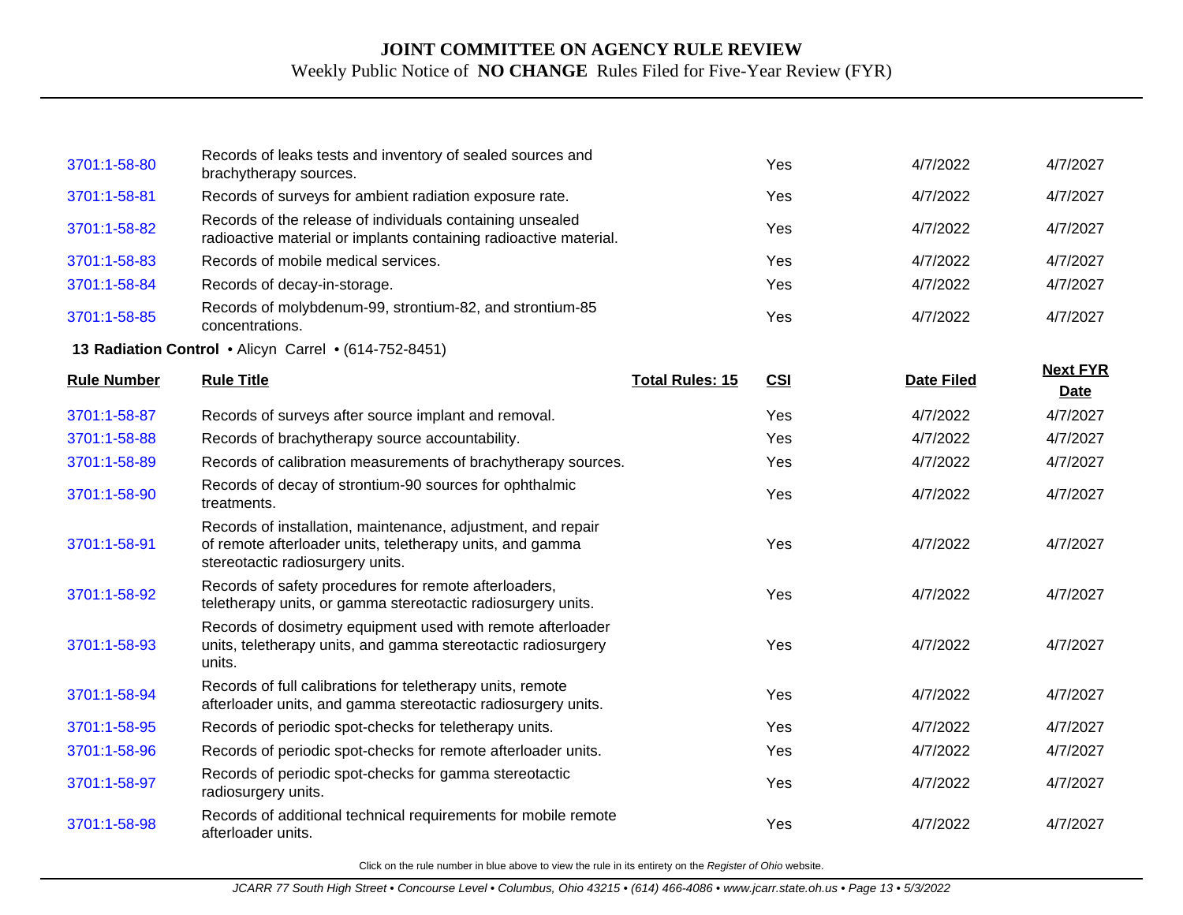# JOINT COMMITTEE ON AGENCY RULE REVIEW

Weekly Public Notice of **NO CHANGE** Rules Filed for Five-Year Review (FYR)

| | | | | | |
|---|---|---|---|---|---|
| 3701:1-58-80 | Records of leaks tests and inventory of sealed sources and brachytherapy sources. | | Yes | 4/7/2022 | 4/7/2027 |
| 3701:1-58-81 | Records of surveys for ambient radiation exposure rate. | | Yes | 4/7/2022 | 4/7/2027 |
| 3701:1-58-82 | Records of the release of individuals containing unsealed radioactive material or implants containing radioactive material. | | Yes | 4/7/2022 | 4/7/2027 |
| 3701:1-58-83 | Records of mobile medical services. | | Yes | 4/7/2022 | 4/7/2027 |
| 3701:1-58-84 | Records of decay-in-storage. | | Yes | 4/7/2022 | 4/7/2027 |
| 3701:1-58-85 | Records of molybdenum-99, strontium-82, and strontium-85 concentrations. | | Yes | 4/7/2022 | 4/7/2027 |

**13 Radiation Control** • Alicyn Carrel • (614-752-8451)

| Rule Number | Rule Title | Total Rules: 15 | CSI | Date Filed | Next FYR Date |
|---|---|---|---|---|---|
| 3701:1-58-87 | Records of surveys after source implant and removal. | | Yes | 4/7/2022 | 4/7/2027 |
| 3701:1-58-88 | Records of brachytherapy source accountability. | | Yes | 4/7/2022 | 4/7/2027 |
| 3701:1-58-89 | Records of calibration measurements of brachytherapy sources. | | Yes | 4/7/2022 | 4/7/2027 |
| 3701:1-58-90 | Records of decay of strontium-90 sources for ophthalmic treatments. | | Yes | 4/7/2022 | 4/7/2027 |
| 3701:1-58-91 | Records of installation, maintenance, adjustment, and repair of remote afterloader units, teletherapy units, and gamma stereotactic radiosurgery units. | | Yes | 4/7/2022 | 4/7/2027 |
| 3701:1-58-92 | Records of safety procedures for remote afterloaders, teletherapy units, or gamma stereotactic radiosurgery units. | | Yes | 4/7/2022 | 4/7/2027 |
| 3701:1-58-93 | Records of dosimetry equipment used with remote afterloader units, teletherapy units, and gamma stereotactic radiosurgery units. | | Yes | 4/7/2022 | 4/7/2027 |
| 3701:1-58-94 | Records of full calibrations for teletherapy units, remote afterloader units, and gamma stereotactic radiosurgery units. | | Yes | 4/7/2022 | 4/7/2027 |
| 3701:1-58-95 | Records of periodic spot-checks for teletherapy units. | | Yes | 4/7/2022 | 4/7/2027 |
| 3701:1-58-96 | Records of periodic spot-checks for remote afterloader units. | | Yes | 4/7/2022 | 4/7/2027 |
| 3701:1-58-97 | Records of periodic spot-checks for gamma stereotactic radiosurgery units. | | Yes | 4/7/2022 | 4/7/2027 |
| 3701:1-58-98 | Records of additional technical requirements for mobile remote afterloader units. | | Yes | 4/7/2022 | 4/7/2027 |

Click on the rule number in blue above to view the rule in its entirety on the *Register of Ohio* website.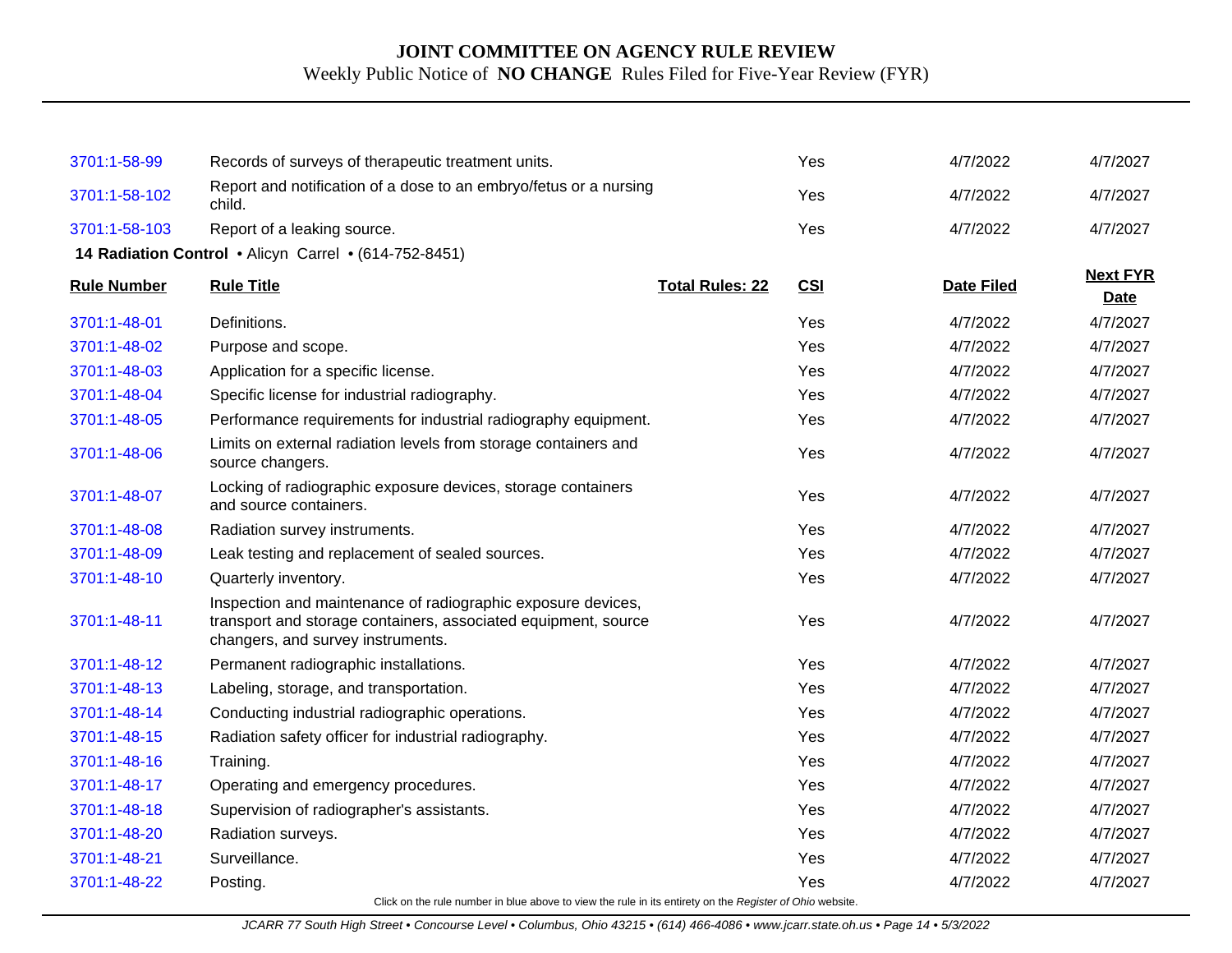| Rule Number | Rule Title | Total Rules: | CSI | Date Filed | Next FYR Date |
|---|---|---|---|---|---|
| 3701:1-58-99 | Records of surveys of therapeutic treatment units. | | Yes | 4/7/2022 | 4/7/2027 |
| 3701:1-58-102 | Report and notification of a dose to an embryo/fetus or a nursing child. | | Yes | 4/7/2022 | 4/7/2027 |
| 3701:1-58-103 | Report of a leaking source. | | Yes | 4/7/2022 | 4/7/2027 |

**14 Radiation Control** • Alicyn Carrel • (614-752-8451)

| Rule Number | Rule Title | Total Rules: 22 | CSI | Date Filed | Next FYR Date |
|---|---|---|---|---|---|
| 3701:1-48-01 | Definitions. | | Yes | 4/7/2022 | 4/7/2027 |
| 3701:1-48-02 | Purpose and scope. | | Yes | 4/7/2022 | 4/7/2027 |
| 3701:1-48-03 | Application for a specific license. | | Yes | 4/7/2022 | 4/7/2027 |
| 3701:1-48-04 | Specific license for industrial radiography. | | Yes | 4/7/2022 | 4/7/2027 |
| 3701:1-48-05 | Performance requirements for industrial radiography equipment. | | Yes | 4/7/2022 | 4/7/2027 |
| 3701:1-48-06 | Limits on external radiation levels from storage containers and source changers. | | Yes | 4/7/2022 | 4/7/2027 |
| 3701:1-48-07 | Locking of radiographic exposure devices, storage containers and source containers. | | Yes | 4/7/2022 | 4/7/2027 |
| 3701:1-48-08 | Radiation survey instruments. | | Yes | 4/7/2022 | 4/7/2027 |
| 3701:1-48-09 | Leak testing and replacement of sealed sources. | | Yes | 4/7/2022 | 4/7/2027 |
| 3701:1-48-10 | Quarterly inventory. | | Yes | 4/7/2022 | 4/7/2027 |
| 3701:1-48-11 | Inspection and maintenance of radiographic exposure devices, transport and storage containers, associated equipment, source changers, and survey instruments. | | Yes | 4/7/2022 | 4/7/2027 |
| 3701:1-48-12 | Permanent radiographic installations. | | Yes | 4/7/2022 | 4/7/2027 |
| 3701:1-48-13 | Labeling, storage, and transportation. | | Yes | 4/7/2022 | 4/7/2027 |
| 3701:1-48-14 | Conducting industrial radiographic operations. | | Yes | 4/7/2022 | 4/7/2027 |
| 3701:1-48-15 | Radiation safety officer for industrial radiography. | | Yes | 4/7/2022 | 4/7/2027 |
| 3701:1-48-16 | Training. | | Yes | 4/7/2022 | 4/7/2027 |
| 3701:1-48-17 | Operating and emergency procedures. | | Yes | 4/7/2022 | 4/7/2027 |
| 3701:1-48-18 | Supervision of radiographer's assistants. | | Yes | 4/7/2022 | 4/7/2027 |
| 3701:1-48-20 | Radiation surveys. | | Yes | 4/7/2022 | 4/7/2027 |
| 3701:1-48-21 | Surveillance. | | Yes | 4/7/2022 | 4/7/2027 |
| 3701:1-48-22 | Posting. | | Yes | 4/7/2022 | 4/7/2027 |

Click on the rule number in blue above to view the rule in its entirety on the *Register of Ohio* website.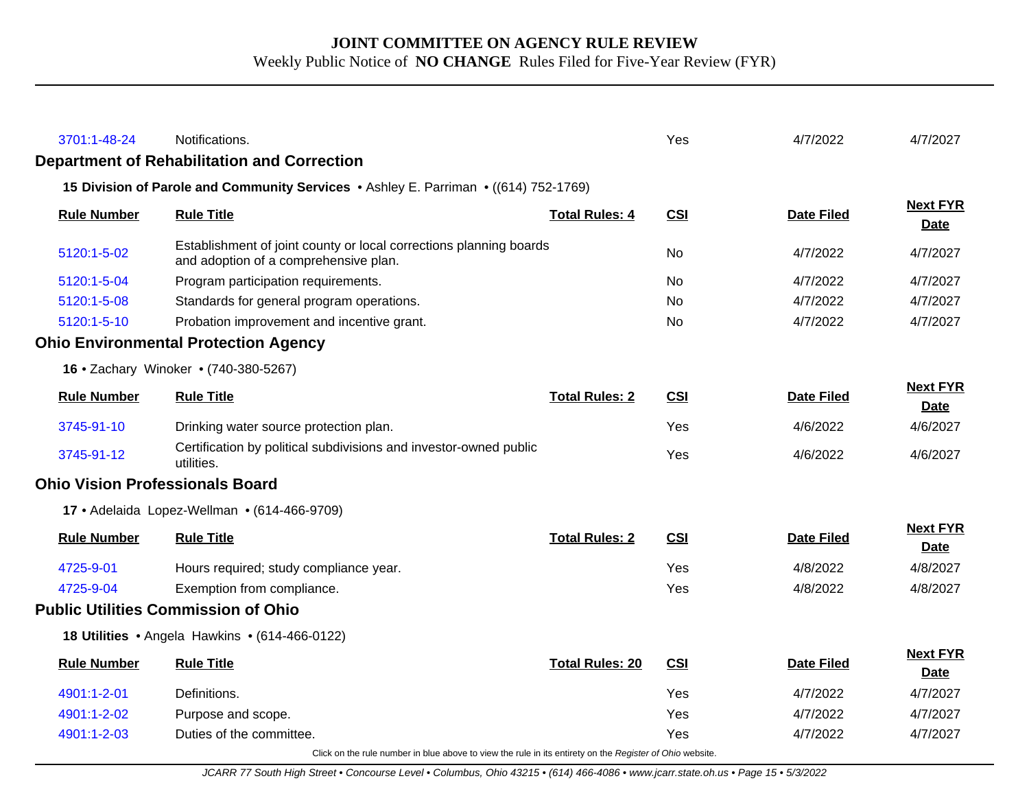| 3701:1-48-24 | Notifications. | | Yes | 4/7/2022 | 4/7/2027 |
|---|---|---|---|---|---|

## Department of Rehabilitation and Correction

**15 Division of Parole and Community Services** • Ashley E. Parriman • ((614) 752-1769)

| Rule Number | Rule Title | Total Rules: 4 | CSI | Date Filed | Next FYR Date |
|---|---|---|---|---|---|
| 5120:1-5-02 | Establishment of joint county or local corrections planning boards and adoption of a comprehensive plan. | | No | 4/7/2022 | 4/7/2027 |
| 5120:1-5-04 | Program participation requirements. | | No | 4/7/2022 | 4/7/2027 |
| 5120:1-5-08 | Standards for general program operations. | | No | 4/7/2022 | 4/7/2027 |
| 5120:1-5-10 | Probation improvement and incentive grant. | | No | 4/7/2022 | 4/7/2027 |

## Ohio Environmental Protection Agency

**16** • Zachary Winoker • (740-380-5267)

| Rule Number | Rule Title | Total Rules: 2 | CSI | Date Filed | Next FYR Date |
|---|---|---|---|---|---|
| 3745-91-10 | Drinking water source protection plan. | | Yes | 4/6/2022 | 4/6/2027 |
| 3745-91-12 | Certification by political subdivisions and investor-owned public utilities. | | Yes | 4/6/2022 | 4/6/2027 |

## Ohio Vision Professionals Board

**17** • Adelaida Lopez-Wellman • (614-466-9709)

| Rule Number | Rule Title | Total Rules: 2 | CSI | Date Filed | Next FYR Date |
|---|---|---|---|---|---|
| 4725-9-01 | Hours required; study compliance year. | | Yes | 4/8/2022 | 4/8/2027 |
| 4725-9-04 | Exemption from compliance. | | Yes | 4/8/2022 | 4/8/2027 |

## Public Utilities Commission of Ohio

**18 Utilities** • Angela Hawkins • (614-466-0122)

| Rule Number | Rule Title | Total Rules: 20 | CSI | Date Filed | Next FYR Date |
|---|---|---|---|---|---|
| 4901:1-2-01 | Definitions. | | Yes | 4/7/2022 | 4/7/2027 |
| 4901:1-2-02 | Purpose and scope. | | Yes | 4/7/2022 | 4/7/2027 |
| 4901:1-2-03 | Duties of the committee. | | Yes | 4/7/2022 | 4/7/2027 |

Click on the rule number in blue above to view the rule in its entirety on the *Register of Ohio* website.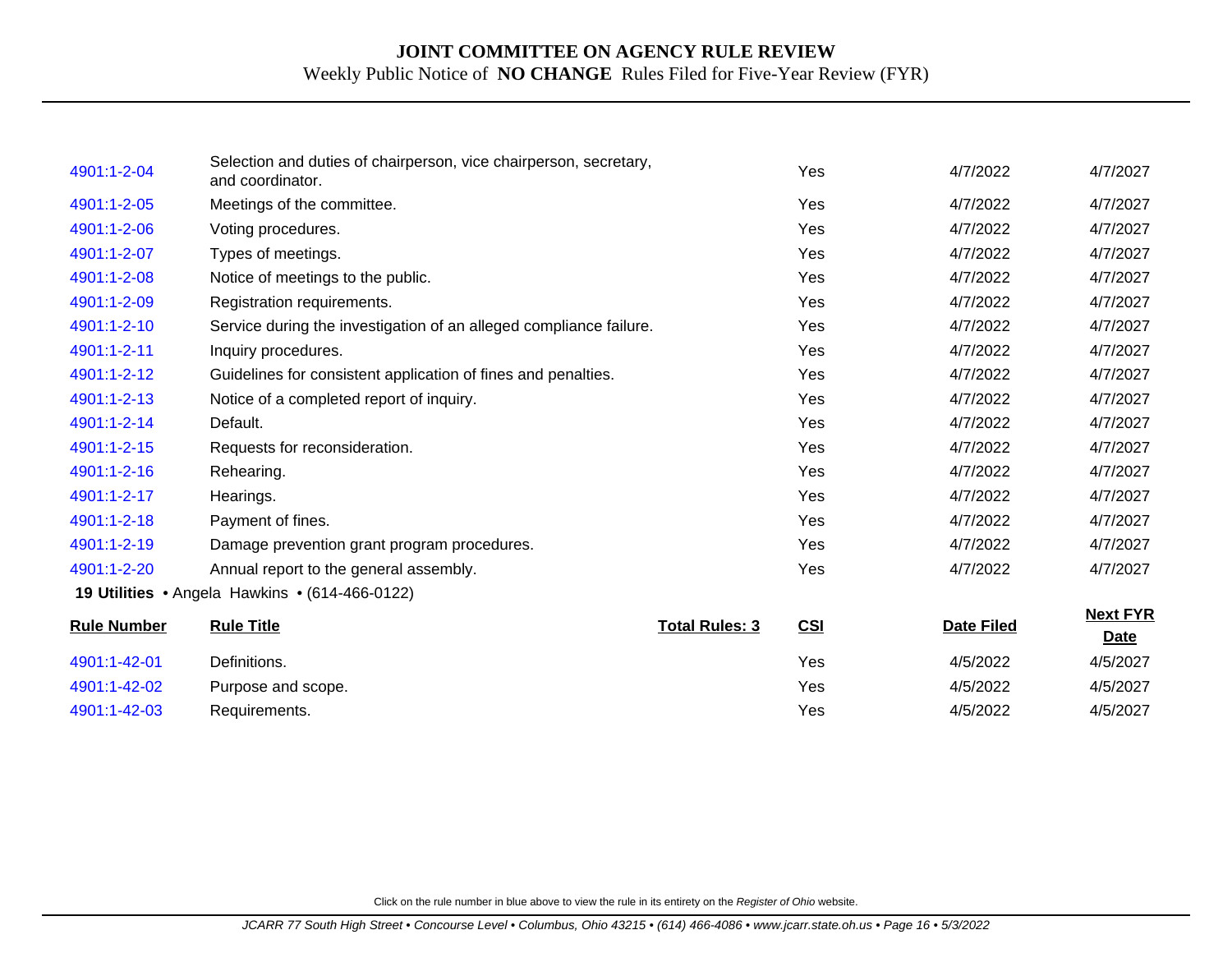| | | | | | |
|---|---|---|---|---|---|
| 4901:1-2-04 | Selection and duties of chairperson, vice chairperson, secretary, and coordinator. | | Yes | 4/7/2022 | 4/7/2027 |
| 4901:1-2-05 | Meetings of the committee. | | Yes | 4/7/2022 | 4/7/2027 |
| 4901:1-2-06 | Voting procedures. | | Yes | 4/7/2022 | 4/7/2027 |
| 4901:1-2-07 | Types of meetings. | | Yes | 4/7/2022 | 4/7/2027 |
| 4901:1-2-08 | Notice of meetings to the public. | | Yes | 4/7/2022 | 4/7/2027 |
| 4901:1-2-09 | Registration requirements. | | Yes | 4/7/2022 | 4/7/2027 |
| 4901:1-2-10 | Service during the investigation of an alleged compliance failure. | | Yes | 4/7/2022 | 4/7/2027 |
| 4901:1-2-11 | Inquiry procedures. | | Yes | 4/7/2022 | 4/7/2027 |
| 4901:1-2-12 | Guidelines for consistent application of fines and penalties. | | Yes | 4/7/2022 | 4/7/2027 |
| 4901:1-2-13 | Notice of a completed report of inquiry. | | Yes | 4/7/2022 | 4/7/2027 |
| 4901:1-2-14 | Default. | | Yes | 4/7/2022 | 4/7/2027 |
| 4901:1-2-15 | Requests for reconsideration. | | Yes | 4/7/2022 | 4/7/2027 |
| 4901:1-2-16 | Rehearing. | | Yes | 4/7/2022 | 4/7/2027 |
| 4901:1-2-17 | Hearings. | | Yes | 4/7/2022 | 4/7/2027 |
| 4901:1-2-18 | Payment of fines. | | Yes | 4/7/2022 | 4/7/2027 |
| 4901:1-2-19 | Damage prevention grant program procedures. | | Yes | 4/7/2022 | 4/7/2027 |
| 4901:1-2-20 | Annual report to the general assembly. | | Yes | 4/7/2022 | 4/7/2027 |

**19 Utilities** • Angela Hawkins • (614-466-0122)

| Rule Number | Rule Title | Total Rules: 3 | CSI | Date Filed | Next FYR Date |
|---|---|---|---|---|---|
| 4901:1-42-01 | Definitions. | | Yes | 4/5/2022 | 4/5/2027 |
| 4901:1-42-02 | Purpose and scope. | | Yes | 4/5/2022 | 4/5/2027 |
| 4901:1-42-03 | Requirements. | | Yes | 4/5/2022 | 4/5/2027 |

Click on the rule number in blue above to view the rule in its entirety on the *Register of Ohio* website.